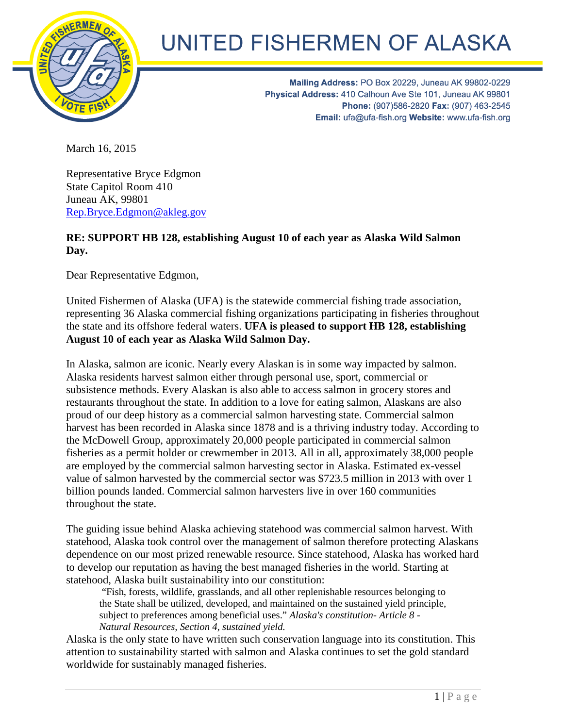# UNITED FISHERMEN OF ALASKA

**Mailing Address:** PO Box 20229, Juneau AK 99802-0229
**Physical Address:** 410 Calhoun Ave Ste 101, Juneau AK 99801
**Phone:** (907)586-2820 **Fax:** (907) 463-2545
**Email:** ufa@ufa-fish.org **Website:** www.ufa-fish.org

March 16, 2015

Representative Bryce Edgmon
State Capitol Room 410
Juneau AK, 99801
Rep.Bryce.Edgmon@akleg.gov

**RE: SUPPORT HB 128, establishing August 10 of each year as Alaska Wild Salmon Day.**

Dear Representative Edgmon,

United Fishermen of Alaska (UFA) is the statewide commercial fishing trade association, representing 36 Alaska commercial fishing organizations participating in fisheries throughout the state and its offshore federal waters. **UFA is pleased to support HB 128, establishing August 10 of each year as Alaska Wild Salmon Day.**

In Alaska, salmon are iconic. Nearly every Alaskan is in some way impacted by salmon. Alaska residents harvest salmon either through personal use, sport, commercial or subsistence methods. Every Alaskan is also able to access salmon in grocery stores and restaurants throughout the state. In addition to a love for eating salmon, Alaskans are also proud of our deep history as a commercial salmon harvesting state. Commercial salmon harvest has been recorded in Alaska since 1878 and is a thriving industry today. According to the McDowell Group, approximately 20,000 people participated in commercial salmon fisheries as a permit holder or crewmember in 2013. All in all, approximately 38,000 people are employed by the commercial salmon harvesting sector in Alaska. Estimated ex-vessel value of salmon harvested by the commercial sector was $723.5 million in 2013 with over 1 billion pounds landed. Commercial salmon harvesters live in over 160 communities throughout the state.

The guiding issue behind Alaska achieving statehood was commercial salmon harvest. With statehood, Alaska took control over the management of salmon therefore protecting Alaskans dependence on our most prized renewable resource. Since statehood, Alaska has worked hard to develop our reputation as having the best managed fisheries in the world. Starting at statehood, Alaska built sustainability into our constitution:

> "Fish, forests, wildlife, grasslands, and all other replenishable resources belonging to the State shall be utilized, developed, and maintained on the sustained yield principle, subject to preferences among beneficial uses." *Alaska's constitution- Article 8 - Natural Resources, Section 4, sustained yield.*

Alaska is the only state to have written such conservation language into its constitution. This attention to sustainability started with salmon and Alaska continues to set the gold standard worldwide for sustainably managed fisheries.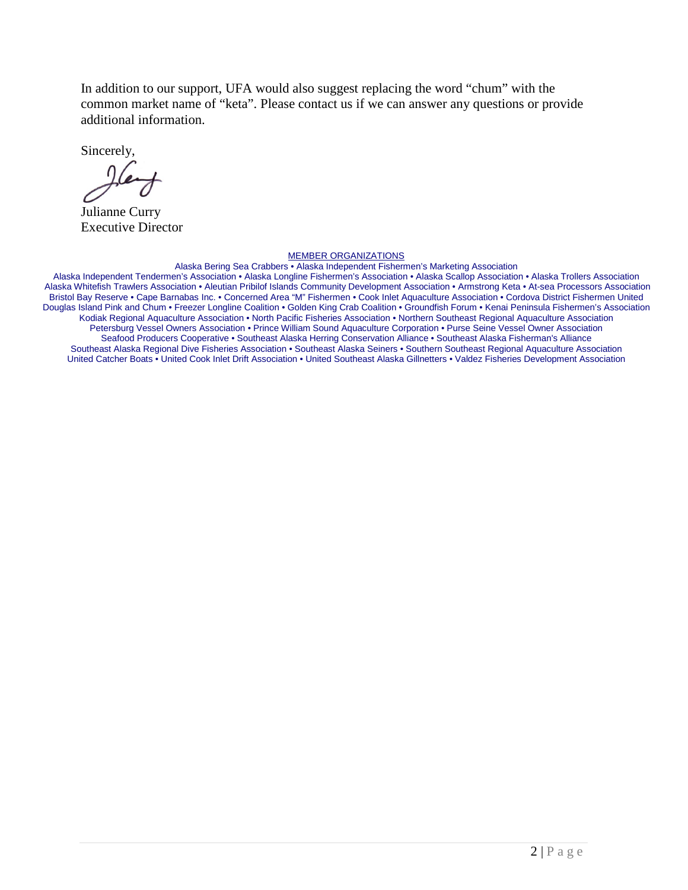In addition to our support, UFA would also suggest replacing the word "chum" with the common market name of "keta". Please contact us if we can answer any questions or provide additional information.

Sincerely,

Julianne Curry
Executive Director

MEMBER ORGANIZATIONS

Alaska Bering Sea Crabbers • Alaska Independent Fishermen's Marketing Association
Alaska Independent Tendermen's Association • Alaska Longline Fishermen's Association • Alaska Scallop Association • Alaska Trollers Association
Alaska Whitefish Trawlers Association • Aleutian Pribilof Islands Community Development Association • Armstrong Keta • At-sea Processors Association
Bristol Bay Reserve • Cape Barnabas Inc. • Concerned Area "M" Fishermen • Cook Inlet Aquaculture Association • Cordova District Fishermen United
Douglas Island Pink and Chum • Freezer Longline Coalition • Golden King Crab Coalition • Groundfish Forum • Kenai Peninsula Fishermen's Association
Kodiak Regional Aquaculture Association • North Pacific Fisheries Association • Northern Southeast Regional Aquaculture Association
Petersburg Vessel Owners Association • Prince William Sound Aquaculture Corporation • Purse Seine Vessel Owner Association
Seafood Producers Cooperative • Southeast Alaska Herring Conservation Alliance • Southeast Alaska Fisherman's Alliance
Southeast Alaska Regional Dive Fisheries Association • Southeast Alaska Seiners • Southern Southeast Regional Aquaculture Association
United Catcher Boats • United Cook Inlet Drift Association • United Southeast Alaska Gillnetters • Valdez Fisheries Development Association